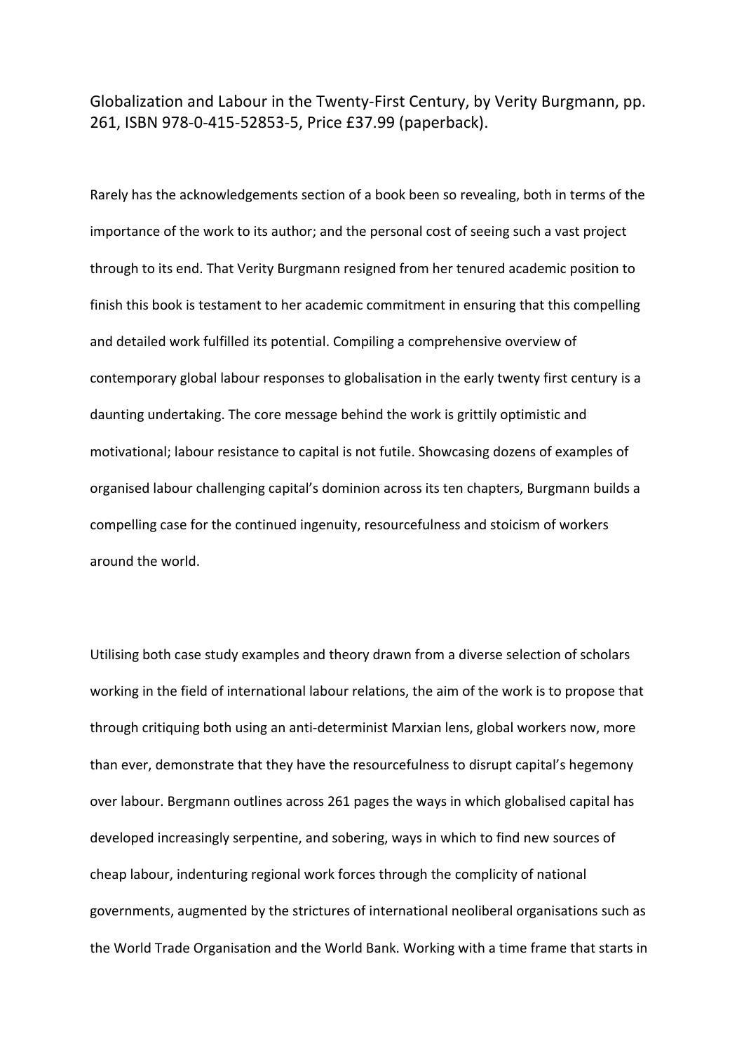Globalization and Labour in the Twenty-First Century, by Verity Burgmann, pp. 261, ISBN 978-0-415-52853-5, Price £37.99 (paperback).

Rarely has the acknowledgements section of a book been so revealing, both in terms of the importance of the work to its author; and the personal cost of seeing such a vast project through to its end. That Verity Burgmann resigned from her tenured academic position to finish this book is testament to her academic commitment in ensuring that this compelling and detailed work fulfilled its potential. Compiling a comprehensive overview of contemporary global labour responses to globalisation in the early twenty first century is a daunting undertaking. The core message behind the work is grittily optimistic and motivational; labour resistance to capital is not futile. Showcasing dozens of examples of organised labour challenging capital's dominion across its ten chapters, Burgmann builds a compelling case for the continued ingenuity, resourcefulness and stoicism of workers around the world.

Utilising both case study examples and theory drawn from a diverse selection of scholars working in the field of international labour relations, the aim of the work is to propose that through critiquing both using an anti-determinist Marxian lens, global workers now, more than ever, demonstrate that they have the resourcefulness to disrupt capital's hegemony over labour. Bergmann outlines across 261 pages the ways in which globalised capital has developed increasingly serpentine, and sobering, ways in which to find new sources of cheap labour, indenturing regional work forces through the complicity of national governments, augmented by the strictures of international neoliberal organisations such as the World Trade Organisation and the World Bank. Working with a time frame that starts in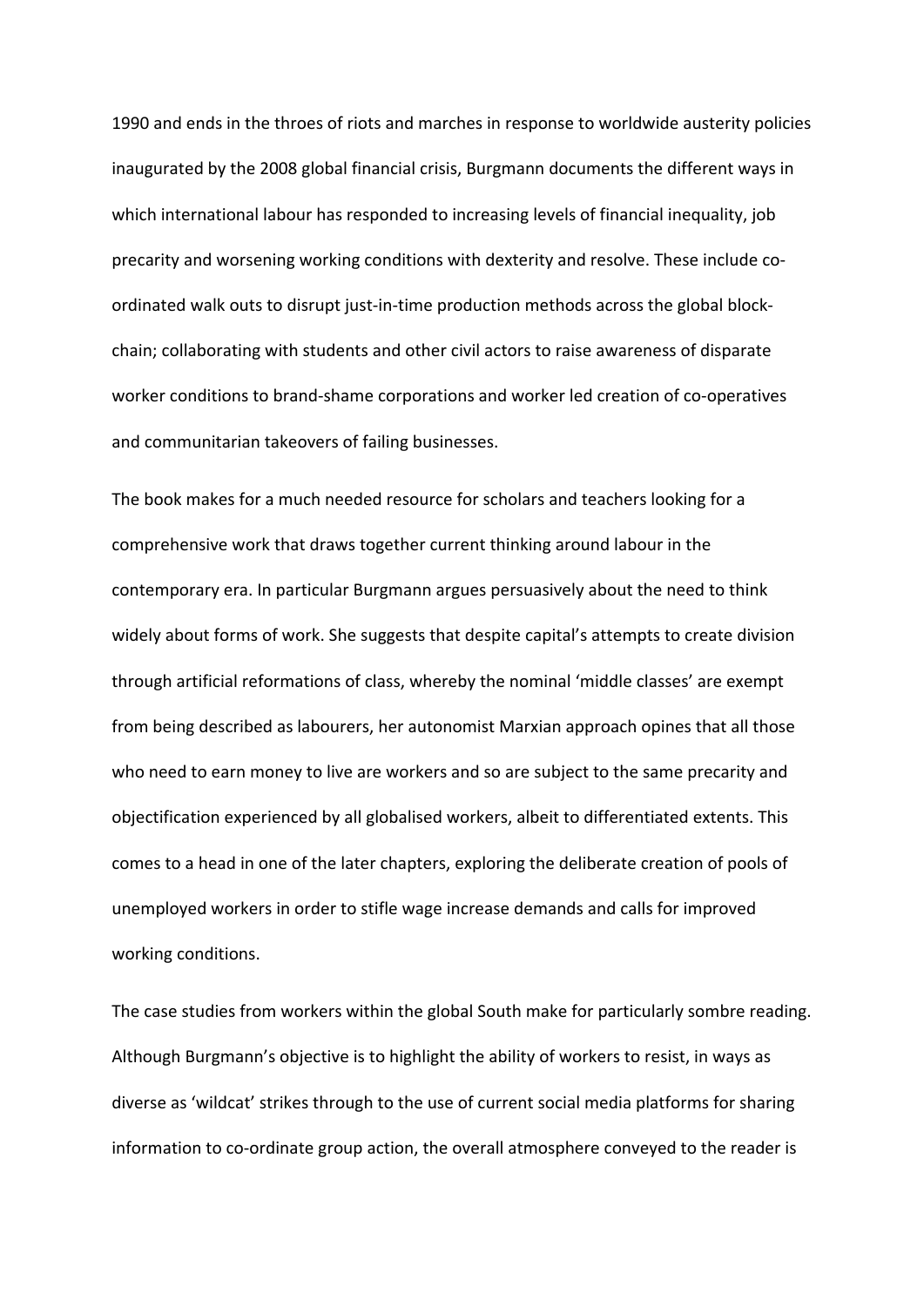1990 and ends in the throes of riots and marches in response to worldwide austerity policies inaugurated by the 2008 global financial crisis, Burgmann documents the different ways in which international labour has responded to increasing levels of financial inequality, job precarity and worsening working conditions with dexterity and resolve. These include co-ordinated walk outs to disrupt just-in-time production methods across the global block-chain; collaborating with students and other civil actors to raise awareness of disparate worker conditions to brand-shame corporations and worker led creation of co-operatives and communitarian takeovers of failing businesses.

The book makes for a much needed resource for scholars and teachers looking for a comprehensive work that draws together current thinking around labour in the contemporary era. In particular Burgmann argues persuasively about the need to think widely about forms of work. She suggests that despite capital's attempts to create division through artificial reformations of class, whereby the nominal 'middle classes' are exempt from being described as labourers, her autonomist Marxian approach opines that all those who need to earn money to live are workers and so are subject to the same precarity and objectification experienced by all globalised workers, albeit to differentiated extents. This comes to a head in one of the later chapters, exploring the deliberate creation of pools of unemployed workers in order to stifle wage increase demands and calls for improved working conditions.

The case studies from workers within the global South make for particularly sombre reading. Although Burgmann's objective is to highlight the ability of workers to resist, in ways as diverse as 'wildcat' strikes through to the use of current social media platforms for sharing information to co-ordinate group action, the overall atmosphere conveyed to the reader is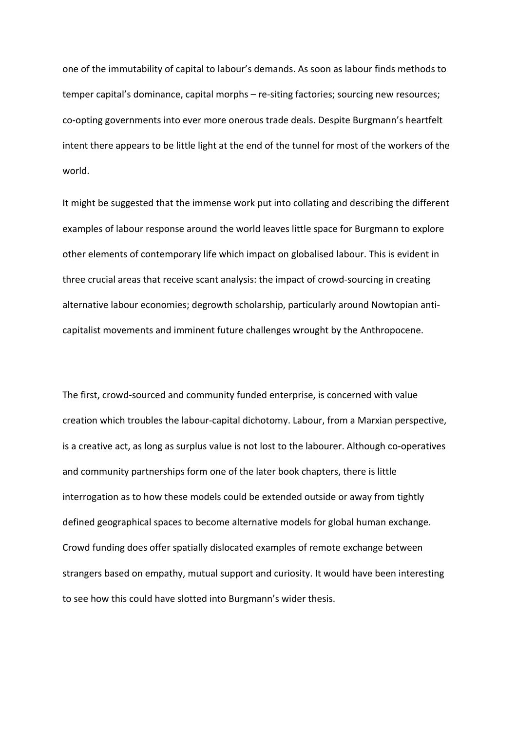one of the immutability of capital to labour's demands. As soon as labour finds methods to temper capital's dominance, capital morphs – re-siting factories; sourcing new resources; co-opting governments into ever more onerous trade deals. Despite Burgmann's heartfelt intent there appears to be little light at the end of the tunnel for most of the workers of the world.

It might be suggested that the immense work put into collating and describing the different examples of labour response around the world leaves little space for Burgmann to explore other elements of contemporary life which impact on globalised labour. This is evident in three crucial areas that receive scant analysis: the impact of crowd-sourcing in creating alternative labour economies; degrowth scholarship, particularly around Nowtopian anti-capitalist movements and imminent future challenges wrought by the Anthropocene.

The first, crowd-sourced and community funded enterprise, is concerned with value creation which troubles the labour-capital dichotomy. Labour, from a Marxian perspective, is a creative act, as long as surplus value is not lost to the labourer. Although co-operatives and community partnerships form one of the later book chapters, there is little interrogation as to how these models could be extended outside or away from tightly defined geographical spaces to become alternative models for global human exchange. Crowd funding does offer spatially dislocated examples of remote exchange between strangers based on empathy, mutual support and curiosity. It would have been interesting to see how this could have slotted into Burgmann's wider thesis.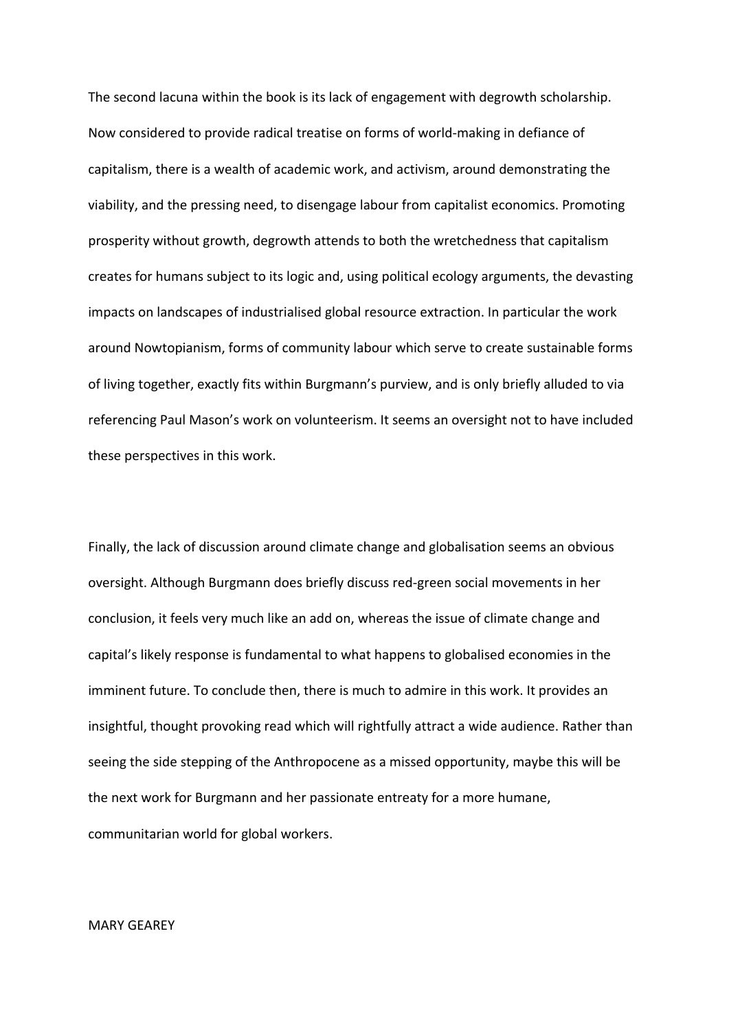The second lacuna within the book is its lack of engagement with degrowth scholarship. Now considered to provide radical treatise on forms of world-making in defiance of capitalism, there is a wealth of academic work, and activism, around demonstrating the viability, and the pressing need, to disengage labour from capitalist economics. Promoting prosperity without growth, degrowth attends to both the wretchedness that capitalism creates for humans subject to its logic and, using political ecology arguments, the devasting impacts on landscapes of industrialised global resource extraction. In particular the work around Nowtopianism, forms of community labour which serve to create sustainable forms of living together, exactly fits within Burgmann's purview, and is only briefly alluded to via referencing Paul Mason's work on volunteerism. It seems an oversight not to have included these perspectives in this work.

Finally, the lack of discussion around climate change and globalisation seems an obvious oversight. Although Burgmann does briefly discuss red-green social movements in her conclusion, it feels very much like an add on, whereas the issue of climate change and capital's likely response is fundamental to what happens to globalised economies in the imminent future. To conclude then, there is much to admire in this work. It provides an insightful, thought provoking read which will rightfully attract a wide audience. Rather than seeing the side stepping of the Anthropocene as a missed opportunity, maybe this will be the next work for Burgmann and her passionate entreaty for a more humane, communitarian world for global workers.

MARY GEAREY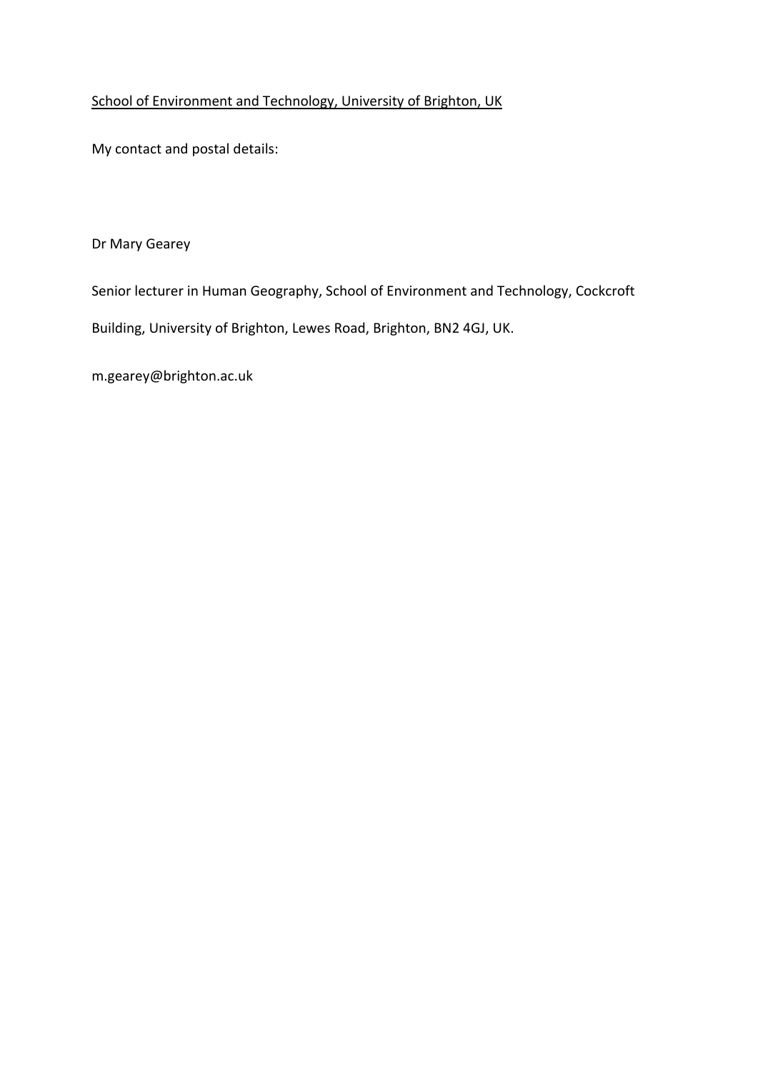<u>School of Environment and Technology, University of Brighton, UK</u>

My contact and postal details:

Dr Mary Gearey

Senior lecturer in Human Geography, School of Environment and Technology, Cockcroft Building, University of Brighton, Lewes Road, Brighton, BN2 4GJ, UK.

m.gearey@brighton.ac.uk